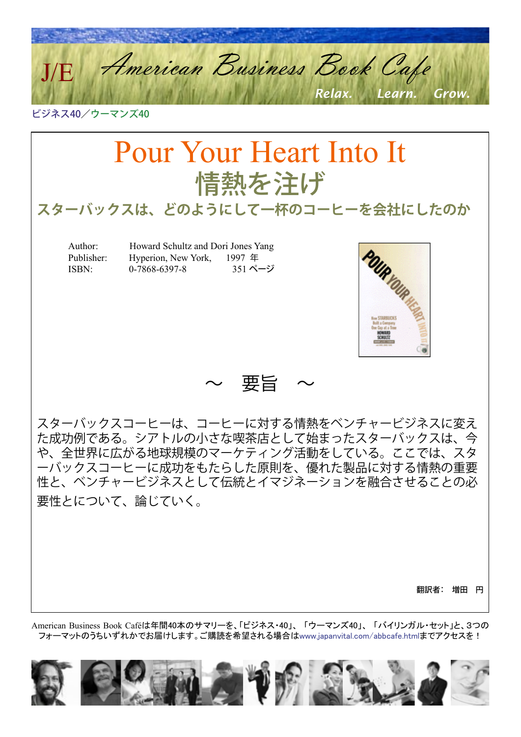J/E American Business Book Cafe

Relax. Learn. Grow.

ビジネス40／ウーマンズ40

# Pour Your Heart Into It
# 情熱を注げ
## スターバックスは、どのようにして一杯のコーヒーを会社にしたのか

Author: Howard Schultz and Dori Jones Yang
Publisher: Hyperion, New York, 1997 年
ISBN: 0-7868-6397-8 351 ページ

## ～ 要旨 ～

スターバックスコーヒーは、コーヒーに対する情熱をベンチャービジネスに変えた成功例である。シアトルの小さな喫茶店として始まったスターバックスは、今や、全世界に広がる地球規模のマーケティング活動をしている。ここでは、スターバックスコーヒーに成功をもたらした原則を、優れた製品に対する情熱の重要性と、ベンチャービジネスとして伝統とイマジネーションを融合させることの必要性とについて、論じていく。

翻訳者：増田　円

American Business Book Caféは年間40本のサマリーを、「ビジネス・40」、「ウーマンズ40」、「バイリンガル・セット」と、3つのフォーマットのうちいずれかでお届けします。ご購読を希望される場合はwww.japanvital.com/abbcafe.htmlまでアクセスを！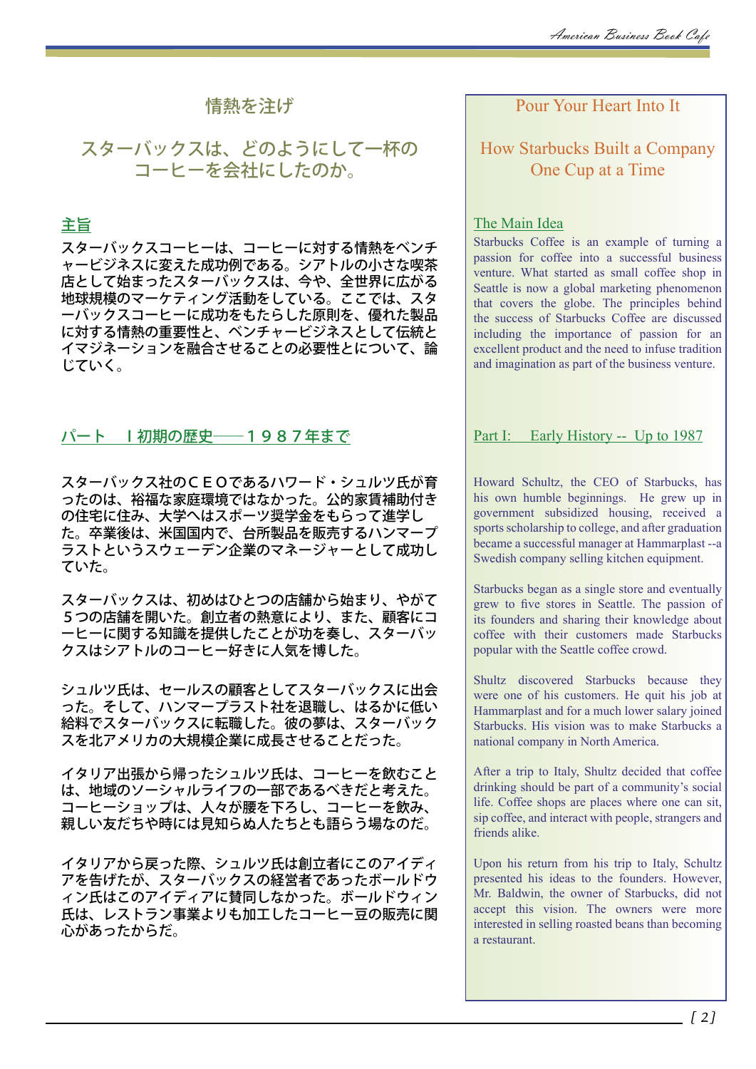# 情熱を注げ

## スターバックスは、どのようにして一杯のコーヒーを会社にしたのか。

### 主旨

スターバックスコーヒーは、コーヒーに対する情熱をベンチャービジネスに変えた成功例である。シアトルの小さな喫茶店として始まったスターバックスは、今や、全世界に広がる地球規模のマーケティング活動をしている。ここでは、スターバックスコーヒーに成功をもたらした原則を、優れた製品に対する情熱の重要性と、ベンチャービジネスとして伝統とイマジネーションを融合させることの必要性とについて、論じていく。

### パート　Ｉ初期の歴史――１９８７年まで

スターバックス社のＣＥＯであるハワード・シュルツ氏が育ったのは、裕福な家庭環境ではなかった。公的家賃補助付きの住宅に住み、大学へはスポーツ奨学金をもらって進学した。卒業後は、米国国内で、台所製品を販売するハンマープラストというスウェーデン企業のマネージャーとして成功していた。

スターバックスは、初めはひとつの店舗から始まり、やがて５つの店舗を開いた。創立者の熱意により、また、顧客にコーヒーに関する知識を提供したことが功を奏し、スターバックスはシアトルのコーヒー好きに人気を博した。

シュルツ氏は、セールスの顧客としてスターバックスに出会った。そして、ハンマープラスト社を退職し、はるかに低い給料でスターバックスに転職した。彼の夢は、スターバックスを北アメリカの大規模企業に成長させることだった。

イタリア出張から帰ったシュルツ氏は、コーヒーを飲むことは、地域のソーシャルライフの一部であるべきだと考えた。コーヒーショップは、人々が腰を下ろし、コーヒーを飲み、親しい友だちや時には見知らぬ人たちとも語らう場なのだ。

イタリアから戻った際、シュルツ氏は創立者にこのアイディアを告げたが、スターバックスの経営者であったボールドウィン氏はこのアイディアに賛同しなかった。ボールドウィン氏は、レストラン事業よりも加工したコーヒー豆の販売に関心があったからだ。

# Pour Your Heart Into It

## How Starbucks Built a Company One Cup at a Time

### The Main Idea

Starbucks Coffee is an example of turning a passion for coffee into a successful business venture. What started as small coffee shop in Seattle is now a global marketing phenomenon that covers the globe. The principles behind the success of Starbucks Coffee are discussed including the importance of passion for an excellent product and the need to infuse tradition and imagination as part of the business venture.

### Part I:　Early History -- Up to 1987

Howard Schultz, the CEO of Starbucks, has his own humble beginnings. He grew up in government subsidized housing, received a sports scholarship to college, and after graduation became a successful manager at Hammarplast --a Swedish company selling kitchen equipment.

Starbucks began as a single store and eventually grew to five stores in Seattle. The passion of its founders and sharing their knowledge about coffee with their customers made Starbucks popular with the Seattle coffee crowd.

Shultz discovered Starbucks because they were one of his customers. He quit his job at Hammarplast and for a much lower salary joined Starbucks. His vision was to make Starbucks a national company in North America.

After a trip to Italy, Shultz decided that coffee drinking should be part of a community's social life. Coffee shops are places where one can sit, sip coffee, and interact with people, strangers and friends alike.

Upon his return from his trip to Italy, Schultz presented his ideas to the founders. However, Mr. Baldwin, the owner of Starbucks, did not accept this vision. The owners were more interested in selling roasted beans than becoming a restaurant.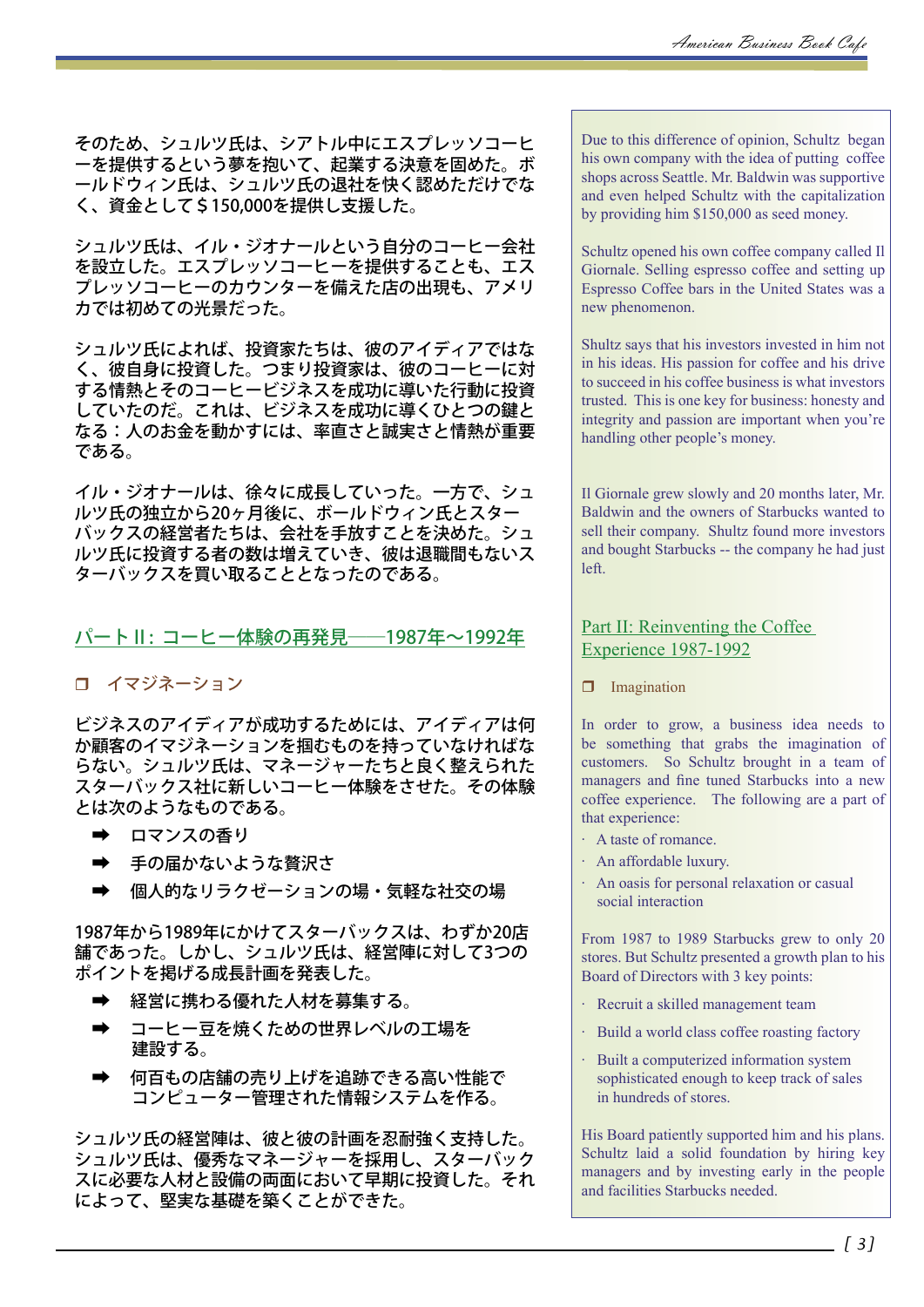そのため、シュルツ氏は、シアトル中にエスプレッソコーヒーを提供するという夢を抱いて、起業する決意を固めた。ボールドウィン氏は、シュルツ氏の退社を快く認めただけでなく、資金として＄150,000を提供し支援した。

シュルツ氏は、イル・ジオナールという自分のコーヒー会社を設立した。エスプレッソコーヒーを提供することも、エスプレッソコーヒーのカウンターを備えた店の出現も、アメリカでは初めての光景だった。

シュルツ氏によれば、投資家たちは、彼のアイディアではなく、彼自身に投資した。つまり投資家は、彼のコーヒーに対する情熱とそのコーヒービジネスを成功に導いた行動に投資していたのだ。これは、ビジネスを成功に導くひとつの鍵となる：人のお金を動かすには、率直さと誠実さと情熱が重要である。

イル・ジオナールは、徐々に成長していった。一方で、シュルツ氏の独立から20ヶ月後に、ボールドウィン氏とスターバックスの経営者たちは、会社を手放すことを決めた。シュルツ氏に投資する者の数は増えていき、彼は退職間もないスターバックスを買い取ることとなったのである。

## パートⅡ：コーヒー体験の再発見――1987年～1992年

### ❒ イマジネーション

ビジネスのアイディアが成功するためには、アイディアは何か顧客のイマジネーションを掴むものを持っていなければならない。シュルツ氏は、マネージャーたちと良く整えられたスターバックス社に新しいコーヒー体験をさせた。その体験とは次のようなものである。

- ➡ ロマンスの香り
- ➡ 手の届かないような贅沢さ
- ➡ 個人的なリラクゼーションの場・気軽な社交の場

1987年から1989年にかけてスターバックスは、わずか20店舗であった。しかし、シュルツ氏は、経営陣に対して3つのポイントを掲げる成長計画を発表した。

- ➡ 経営に携わる優れた人材を募集する。
- ➡ コーヒー豆を焼くための世界レベルの工場を建設する。
- ➡ 何百もの店舗の売り上げを追跡できる高い性能でコンピューター管理された情報システムを作る。

シュルツ氏の経営陣は、彼と彼の計画を忍耐強く支持した。シュルツ氏は、優秀なマネージャーを採用し、スターバックスに必要な人材と設備の両面において早期に投資した。それによって、堅実な基礎を築くことができた。

---

Due to this difference of opinion, Schultz began his own company with the idea of putting coffee shops across Seattle. Mr. Baldwin was supportive and even helped Schultz with the capitalization by providing him $150,000 as seed money.

Schultz opened his own coffee company called Il Giornale. Selling espresso coffee and setting up Espresso Coffee bars in the United States was a new phenomenon.

Shultz says that his investors invested in him not in his ideas. His passion for coffee and his drive to succeed in his coffee business is what investors trusted. This is one key for business: honesty and integrity and passion are important when you're handling other people's money.

Il Giornale grew slowly and 20 months later, Mr. Baldwin and the owners of Starbucks wanted to sell their company. Shultz found more investors and bought Starbucks -- the company he had just left.

## Part II: Reinventing the Coffee Experience 1987-1992

### ❒ Imagination

In order to grow, a business idea needs to be something that grabs the imagination of customers. So Schultz brought in a team of managers and fine tuned Starbucks into a new coffee experience. The following are a part of that experience:

- A taste of romance.
- An affordable luxury.
- An oasis for personal relaxation or casual social interaction

From 1987 to 1989 Starbucks grew to only 20 stores. But Schultz presented a growth plan to his Board of Directors with 3 key points:

- Recruit a skilled management team
- Build a world class coffee roasting factory
- Built a computerized information system sophisticated enough to keep track of sales in hundreds of stores.

His Board patiently supported him and his plans. Schultz laid a solid foundation by hiring key managers and by investing early in the people and facilities Starbucks needed.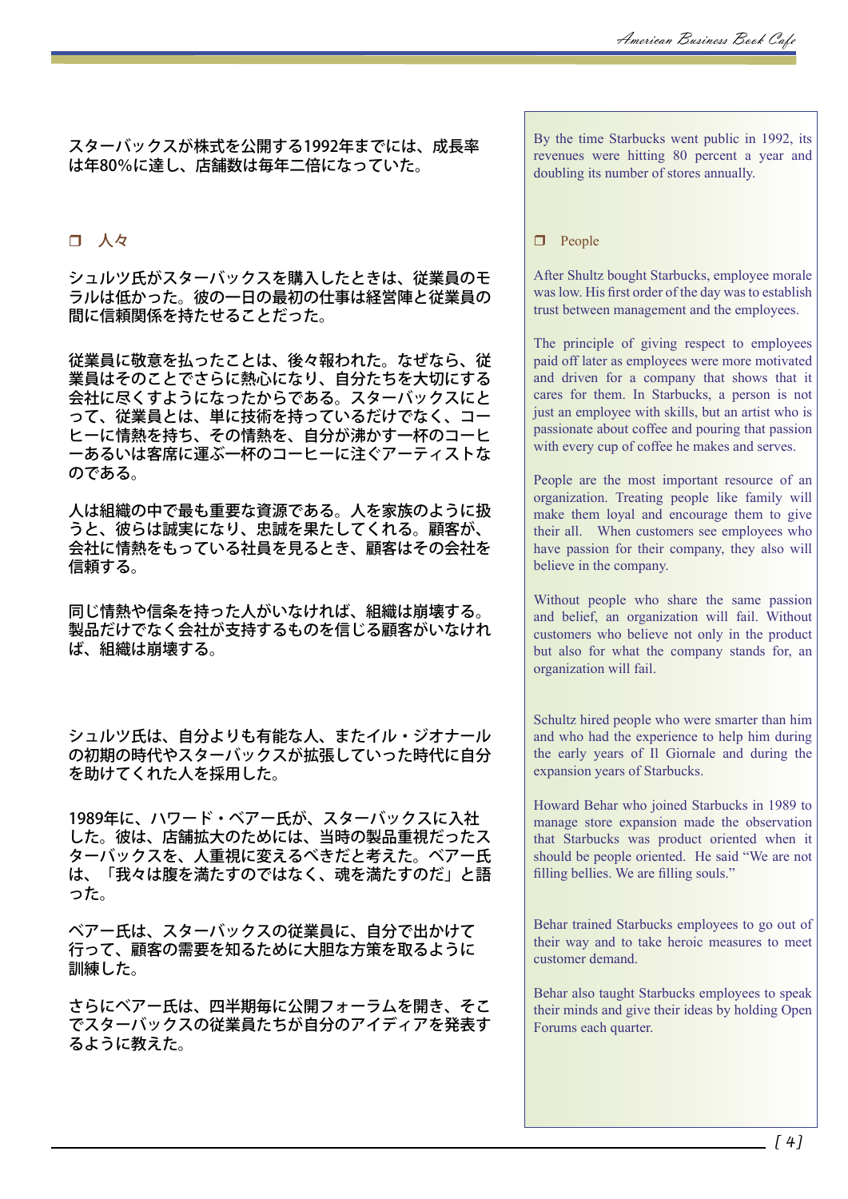スターバックスが株式を公開する1992年までには、成長率は年80%に達し、店舗数は毎年二倍になっていた。

By the time Starbucks went public in 1992, its revenues were hitting 80 percent a year and doubling its number of stores annually.

## ❐ 人々

## ❐ People

シュルツ氏がスターバックスを購入したときは、従業員のモラルは低かった。彼の一日の最初の仕事は経営陣と従業員の間に信頼関係を持たせることだった。

After Shultz bought Starbucks, employee morale was low. His first order of the day was to establish trust between management and the employees.

従業員に敬意を払ったことは、後々報われた。なぜなら、従業員はそのことでさらに熱心になり、自分たちを大切にする会社に尽くすようになったからである。スターバックスにとって、従業員とは、単に技術を持っているだけでなく、コーヒーに情熱を持ち、その情熱を、自分が沸かす一杯のコーヒーあるいは客席に運ぶ一杯のコーヒーに注ぐアーティストなのである。

The principle of giving respect to employees paid off later as employees were more motivated and driven for a company that shows that it cares for them. In Starbucks, a person is not just an employee with skills, but an artist who is passionate about coffee and pouring that passion with every cup of coffee he makes and serves.

人は組織の中で最も重要な資源である。人を家族のように扱うと、彼らは誠実になり、忠誠を果たしてくれる。顧客が、会社に情熱をもっている社員を見るとき、顧客はその会社を信頼する。

People are the most important resource of an organization. Treating people like family will make them loyal and encourage them to give their all. When customers see employees who have passion for their company, they also will believe in the company.

同じ情熱や信条を持った人がいなければ、組織は崩壊する。製品だけでなく会社が支持するものを信じる顧客がいなければ、組織は崩壊する。

Without people who share the same passion and belief, an organization will fail. Without customers who believe not only in the product but also for what the company stands for, an organization will fail.

シュルツ氏は、自分よりも有能な人、またイル・ジオナールの初期の時代やスターバックスが拡張していった時代に自分を助けてくれた人を採用した。

Schultz hired people who were smarter than him and who had the experience to help him during the early years of Il Giornale and during the expansion years of Starbucks.

1989年に、ハワード・ベアー氏が、スターバックスに入社した。彼は、店舗拡大のためには、当時の製品重視だったスターバックスを、人重視に変えるべきだと考えた。ベアー氏は、「我々は腹を満たすのではなく、魂を満たすのだ」と語った。

Howard Behar who joined Starbucks in 1989 to manage store expansion made the observation that Starbucks was product oriented when it should be people oriented. He said "We are not filling bellies. We are filling souls."

ベアー氏は、スターバックスの従業員に、自分で出かけて行って、顧客の需要を知るために大胆な方策を取るように訓練した。

Behar trained Starbucks employees to go out of their way and to take heroic measures to meet customer demand.

さらにベアー氏は、四半期毎に公開フォーラムを開き、そこでスターバックスの従業員たちが自分のアイディアを発表するように教えた。

Behar also taught Starbucks employees to speak their minds and give their ideas by holding Open Forums each quarter.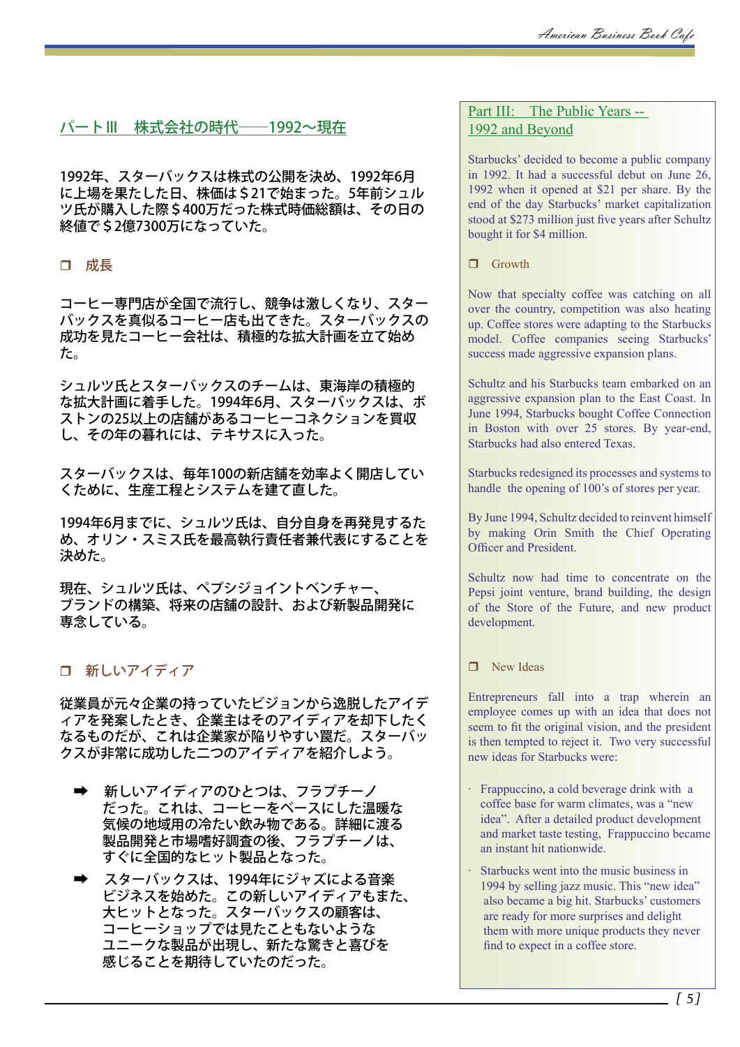## パートⅢ　株式会社の時代――1992～現在

1992年、スターバックスは株式の公開を決め、1992年6月に上場を果たした日、株価は＄21で始まった。5年前シュルツ氏が購入した際＄400万だった株式時価総額は、その日の終値で＄2億7300万になっていた。

### ❒ 成長

コーヒー専門店が全国で流行し、競争は激しくなり、スターバックスを真似るコーヒー店も出てきた。スターバックスの成功を見たコーヒー会社は、積極的な拡大計画を立て始めた。

シュルツ氏とスターバックスのチームは、東海岸の積極的な拡大計画に着手した。1994年6月、スターバックスは、ボストンの25以上の店舗があるコーヒーコネクションを買収し、その年の暮れには、テキサスに入った。

スターバックスは、毎年100の新店舗を効率よく開店していくために、生産工程とシステムを建て直した。

1994年6月までに、シュルツ氏は、自分自身を再発見するため、オリン・スミス氏を最高執行責任者兼代表にすることを決めた。

現在、シュルツ氏は、ペプシジョイントベンチャー、ブランドの構築、将来の店舗の設計、および新製品開発に専念している。

### ❒ 新しいアイディア

従業員が元々企業の持っていたビジョンから逸脱したアイディアを発案したとき、企業主はそのアイディアを却下したくなるものだが、これは企業家が陥りやすい罠だ。スターバックスが非常に成功した二つのアイディアを紹介しよう。

- ➡ 新しいアイディアのひとつは、フラプチーノだった。これは、コーヒーをベースにした温暖な気候の地域用の冷たい飲み物である。詳細に渡る製品開発と市場嗜好調査の後、フラプチーノは、すぐに全国的なヒット製品となった。
- ➡ スターバックスは、1994年にジャズによる音楽ビジネスを始めた。この新しいアイディアもまた、大ヒットとなった。スターバックスの顧客は、コーヒーショップでは見たこともないようなユニークな製品が出現し、新たな驚きと喜びを感じることを期待していたのだった。

## Part III: The Public Years -- 1992 and Beyond

Starbucks' decided to become a public company in 1992. It had a successful debut on June 26, 1992 when it opened at $21 per share. By the end of the day Starbucks' market capitalization stood at $273 million just five years after Schultz bought it for $4 million.

### ❒ Growth

Now that specialty coffee was catching on all over the country, competition was also heating up. Coffee stores were adapting to the Starbucks model. Coffee companies seeing Starbucks' success made aggressive expansion plans.

Schultz and his Starbucks team embarked on an aggressive expansion plan to the East Coast. In June 1994, Starbucks bought Coffee Connection in Boston with over 25 stores. By year-end, Starbucks had also entered Texas.

Starbucks redesigned its processes and systems to handle the opening of 100's of stores per year.

By June 1994, Schultz decided to reinvent himself by making Orin Smith the Chief Operating Officer and President.

Schultz now had time to concentrate on the Pepsi joint venture, brand building, the design of the Store of the Future, and new product development.

### ❒ New Ideas

Entrepreneurs fall into a trap wherein an employee comes up with an idea that does not seem to fit the original vision, and the president is then tempted to reject it. Two very successful new ideas for Starbucks were:

- Frappuccino, a cold beverage drink with a coffee base for warm climates, was a "new idea". After a detailed product development and market taste testing, Frappuccino became an instant hit nationwide.
- Starbucks went into the music business in 1994 by selling jazz music. This "new idea" also became a big hit. Starbucks' customers are ready for more surprises and delight them with more unique products they never find to expect in a coffee store.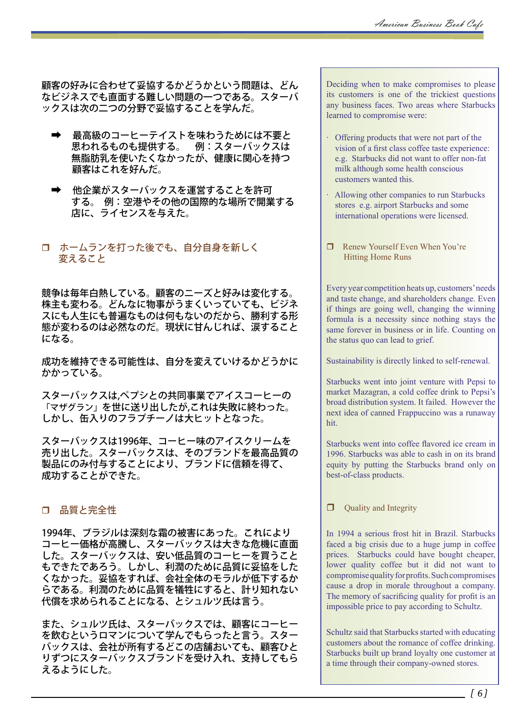顧客の好みに合わせて妥協するかどうかという問題は、どんなビジネスでも直面する難しい問題の一つである。スターバックスは次の二つの分野で妥協することを学んだ。

- 最高級のコーヒーテイストを味わうためには不要と思われるものも提供する。　例：スターバックスは無脂肪乳を使いたくなかったが、健康に関心を持つ顧客はこれを好んだ。
- 他企業がスターバックスを運営することを許可する。 例：空港やその他の国際的な場所で開業する店に、ライセンスを与えた。

### ❒ ホームランを打った後でも、自分自身を新しく変えること

競争は毎年白熱している。顧客のニーズと好みは変化する。株主も変わる。どんなに物事がうまくいっていても、ビジネスにも人生にも普遍なものは何もないのだから、勝利する形態が変わるのは必然なのだ。現状に甘んじれば、涙することになる。

成功を維持できる可能性は、自分を変えていけるかどうかにかかっている。

スターバックスは,ペプシとの共同事業でアイスコーヒーの「マザグラン」を世に送り出したが,これは失敗に終わった。しかし、缶入りのフラプチーノは大ヒットとなった。

スターバックスは1996年、コーヒー味のアイスクリームを売り出した。スターバックスは、そのブランドを最高品質の製品にのみ付与することにより、ブランドに信頼を得て、成功することができた。

### ❒ 品質と完全性

1994年、ブラジルは深刻な霜の被害にあった。これによりコーヒー価格が高騰し、スターバックスは大きな危機に直面した。スターバックスは、安い低品質のコーヒーを買うこともできたであろう。しかし、利潤のために品質に妥協をしたくなかった。妥協をすれば、会社全体のモラルが低下するからである。利潤のために品質を犠牲にすると、計り知れない代償を求められることになる、とシュルツ氏は言う。

また、シュルツ氏は、スターバックスでは、顧客にコーヒーを飲むというロマンについて学んでもらったと言う。スターバックスは、会社が所有するどこの店舗おいても、顧客ひとりずつにスターバックスブランドを受け入れ、支持してもらえるようにした。

---

Deciding when to make compromises to please its customers is one of the trickiest questions any business faces. Two areas where Starbucks learned to compromise were:

- Offering products that were not part of the vision of a first class coffee taste experience: e.g. Starbucks did not want to offer non-fat milk although some health conscious customers wanted this.
- Allowing other companies to run Starbucks stores e.g. airport Starbucks and some international operations were licensed.

### ❒ Renew Yourself Even When You're Hitting Home Runs

Every year competition heats up, customers' needs and taste change, and shareholders change. Even if things are going well, changing the winning formula is a necessity since nothing stays the same forever in business or in life. Counting on the status quo can lead to grief.

Sustainability is directly linked to self-renewal.

Starbucks went into joint venture with Pepsi to market Mazagran, a cold coffee drink to Pepsi's broad distribution system. It failed. However the next idea of canned Frappuccino was a runaway hit.

Starbucks went into coffee flavored ice cream in 1996. Starbucks was able to cash in on its brand equity by putting the Starbucks brand only on best-of-class products.

### ❒ Quality and Integrity

In 1994 a serious frost hit in Brazil. Starbucks faced a big crisis due to a huge jump in coffee prices. Starbucks could have bought cheaper, lower quality coffee but it did not want to compromise quality for profits. Such compromises cause a drop in morale throughout a company. The memory of sacrificing quality for profit is an impossible price to pay according to Schultz.

Schultz said that Starbucks started with educating customers about the romance of coffee drinking. Starbucks built up brand loyalty one customer at a time through their company-owned stores.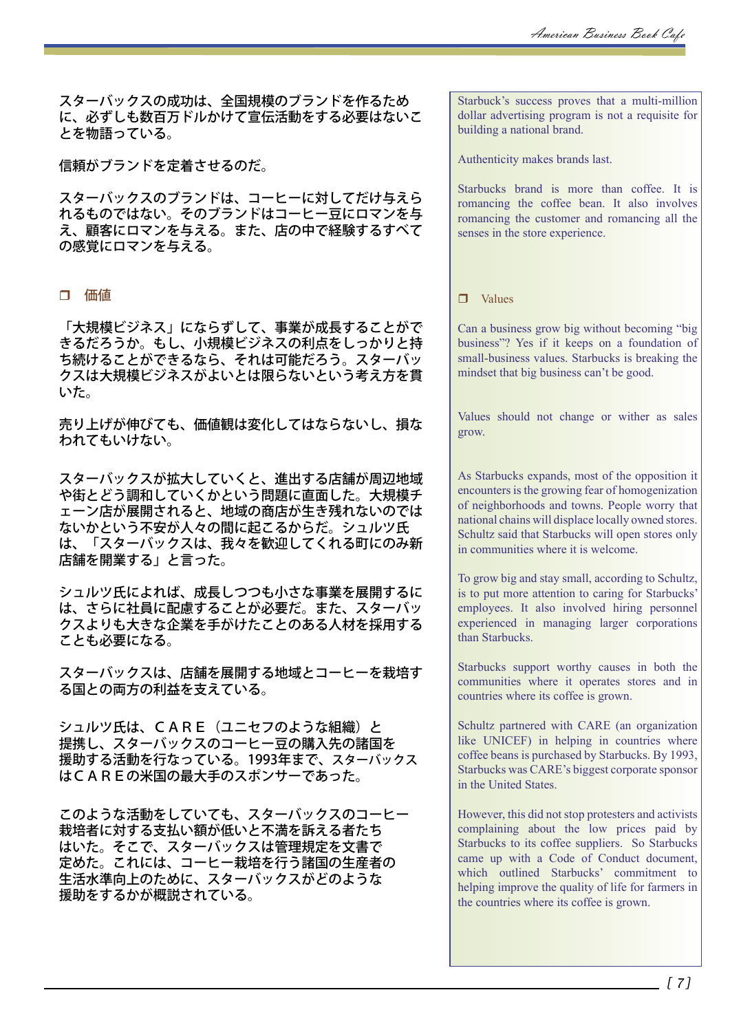スターバックスの成功は、全国規模のブランドを作るために、必ずしも数百万ドルかけて宣伝活動をする必要はないことを物語っている。

Starbuck's success proves that a multi-million dollar advertising program is not a requisite for building a national brand.

信頼がブランドを定着させるのだ。

Authenticity makes brands last.

スターバックスのブランドは、コーヒーに対してだけ与えられるものではない。そのブランドはコーヒー豆にロマンを与え、顧客にロマンを与える。また、店の中で経験するすべての感覚にロマンを与える。

Starbucks brand is more than coffee. It is romancing the coffee bean. It also involves romancing the customer and romancing all the senses in the store experience.

## ❐ 価値

## ❐ Values

「大規模ビジネス」にならずして、事業が成長することができるだろうか。もし、小規模ビジネスの利点をしっかりと持ち続けることができるなら、それは可能だろう。スターバックスは大規模ビジネスがよいとは限らないという考え方を貫いた。

Can a business grow big without becoming "big business"? Yes if it keeps on a foundation of small-business values. Starbucks is breaking the mindset that big business can't be good.

売り上げが伸びても、価値観は変化してはならないし、損なわれてもいけない。

Values should not change or wither as sales grow.

スターバックスが拡大していくと、進出する店舗が周辺地域や街とどう調和していくかという問題に直面した。大規模チェーン店が展開されると、地域の商店が生き残れないのではないかという不安が人々の間に起こるからだ。シュルツ氏は、「スターバックスは、我々を歓迎してくれる町にのみ新店舗を開業する」と言った。

As Starbucks expands, most of the opposition it encounters is the growing fear of homogenization of neighborhoods and towns. People worry that national chains will displace locally owned stores. Schultz said that Starbucks will open stores only in communities where it is welcome.

シュルツ氏によれば、成長しつつも小さな事業を展開するには、さらに社員に配慮することが必要だ。また、スターバックスよりも大きな企業を手がけたことのある人材を採用することも必要になる。

To grow big and stay small, according to Schultz, is to put more attention to caring for Starbucks' employees. It also involved hiring personnel experienced in managing larger corporations than Starbucks.

スターバックスは、店舗を展開する地域とコーヒーを栽培する国との両方の利益を支えている。

Starbucks support worthy causes in both the communities where it operates stores and in countries where its coffee is grown.

シュルツ氏は、ＣＡＲＥ（ユニセフのような組織）と提携し、スターバックスのコーヒー豆の購入先の諸国を援助する活動を行なっている。1993年まで、スターバックスはＣＡＲＥの米国の最大手のスポンサーであった。

Schultz partnered with CARE (an organization like UNICEF) in helping in countries where coffee beans is purchased by Starbucks. By 1993, Starbucks was CARE's biggest corporate sponsor in the United States.

このような活動をしていても、スターバックスのコーヒー栽培者に対する支払い額が低いと不満を訴える者たちはいた。そこで、スターバックスは管理規定を文書で定めた。これには、コーヒー栽培を行う諸国の生産者の生活水準向上のために、スターバックスがどのような援助をするかが概説されている。

However, this did not stop protesters and activists complaining about the low prices paid by Starbucks to its coffee suppliers. So Starbucks came up with a Code of Conduct document, which outlined Starbucks' commitment to helping improve the quality of life for farmers in the countries where its coffee is grown.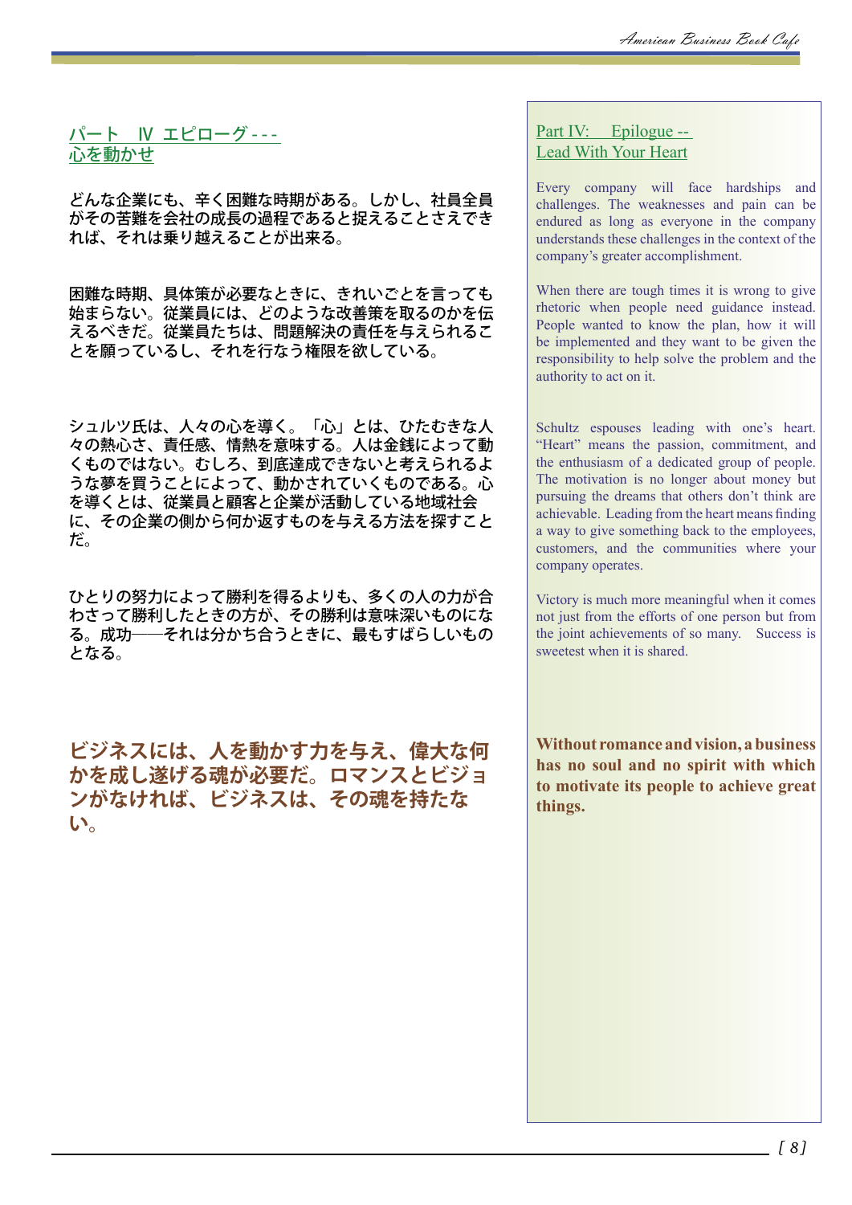## パート　Ⅳ エピローグ - - -
## 心を動かせ

どんな企業にも、辛く困難な時期がある。しかし、社員全員がその苦難を会社の成長の過程であると捉えることさえできれば、それは乗り越えることが出来る。

困難な時期、具体策が必要なときに、きれいごとを言っても始まらない。従業員には、どのような改善策を取るのかを伝えるべきだ。従業員たちは、問題解決の責任を与えられることを願っているし、それを行なう権限を欲している。

シュルツ氏は、人々の心を導く。「心」とは、ひたむきな人々の熱心さ、責任感、情熱を意味する。人は金銭によって動くものではない。むしろ、到底達成できないと考えられるような夢を買うことによって、動かされていくものである。心を導くとは、従業員と顧客と企業が活動している地域社会に、その企業の側から何か返すものを与える方法を探すことだ。

ひとりの努力によって勝利を得るよりも、多くの人の力が合わさって勝利したときの方が、その勝利は意味深いものになる。成功――それは分かち合うときに、最もすばらしいものとなる。

**ビジネスには、人を動かす力を与え、偉大な何かを成し遂げる魂が必要だ。ロマンスとビジョンがなければ、ビジネスは、その魂を持たない。**

## Part IV: Epilogue --
## Lead With Your Heart

Every company will face hardships and challenges. The weaknesses and pain can be endured as long as everyone in the company understands these challenges in the context of the company's greater accomplishment.

When there are tough times it is wrong to give rhetoric when people need guidance instead. People wanted to know the plan, how it will be implemented and they want to be given the responsibility to help solve the problem and the authority to act on it.

Schultz espouses leading with one's heart. "Heart" means the passion, commitment, and the enthusiasm of a dedicated group of people. The motivation is no longer about money but pursuing the dreams that others don't think are achievable. Leading from the heart means finding a way to give something back to the employees, customers, and the communities where your company operates.

Victory is much more meaningful when it comes not just from the efforts of one person but from the joint achievements of so many. Success is sweetest when it is shared.

**Without romance and vision, a business has no soul and no spirit with which to motivate its people to achieve great things.**